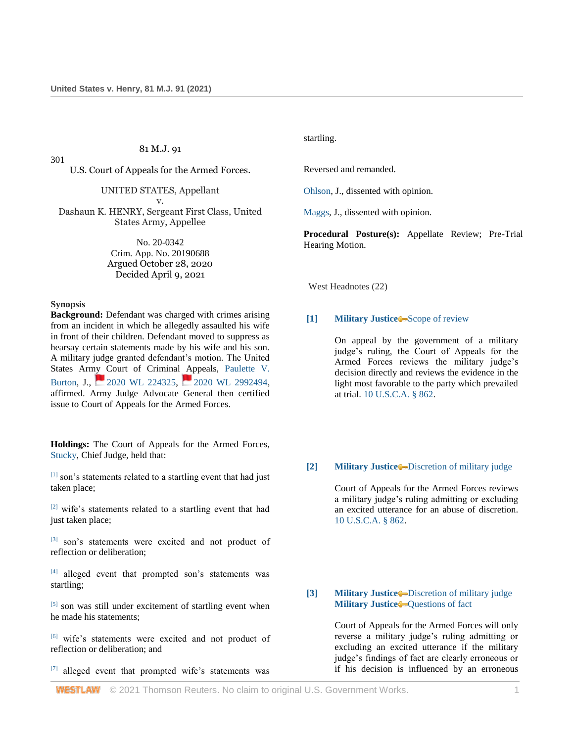81 M.J. 91

301

U.S. Court of Appeals for the Armed Forces.

UNITED STATES, Appellant
v.
Dashaun K. HENRY, Sergeant First Class, United States Army, Appellee

No. 20-0342
Crim. App. No. 20190688
Argued October 28, 2020
Decided April 9, 2021

**Synopsis**

**Background:** Defendant was charged with crimes arising from an incident in which he allegedly assaulted his wife in front of their children. Defendant moved to suppress as hearsay certain statements made by his wife and his son. A military judge granted defendant's motion. The United States Army Court of Criminal Appeals, Paulette V. Burton, J., 2020 WL 224325, 2020 WL 2992494, affirmed. Army Judge Advocate General then certified issue to Court of Appeals for the Armed Forces.

**Holdings:** The Court of Appeals for the Armed Forces, Stucky, Chief Judge, held that:

[1] son's statements related to a startling event that had just taken place;

[2] wife's statements related to a startling event that had just taken place;

[3] son's statements were excited and not product of reflection or deliberation;

[4] alleged event that prompted son's statements was startling;

[5] son was still under excitement of startling event when he made his statements;

[6] wife's statements were excited and not product of reflection or deliberation; and

[7] alleged event that prompted wife's statements was startling.

Reversed and remanded.

Ohlson, J., dissented with opinion.

Maggs, J., dissented with opinion.

**Procedural Posture(s):** Appellate Review; Pre-Trial Hearing Motion.

West Headnotes (22)

**[1] Military Justice** Scope of review

On appeal by the government of a military judge's ruling, the Court of Appeals for the Armed Forces reviews the military judge's decision directly and reviews the evidence in the light most favorable to the party which prevailed at trial. 10 U.S.C.A. § 862.

**[2] Military Justice** Discretion of military judge

Court of Appeals for the Armed Forces reviews a military judge's ruling admitting or excluding an excited utterance for an abuse of discretion. 10 U.S.C.A. § 862.

**[3] Military Justice** Discretion of military judge
**Military Justice** Questions of fact

Court of Appeals for the Armed Forces will only reverse a military judge's ruling admitting or excluding an excited utterance if the military judge's findings of fact are clearly erroneous or if his decision is influenced by an erroneous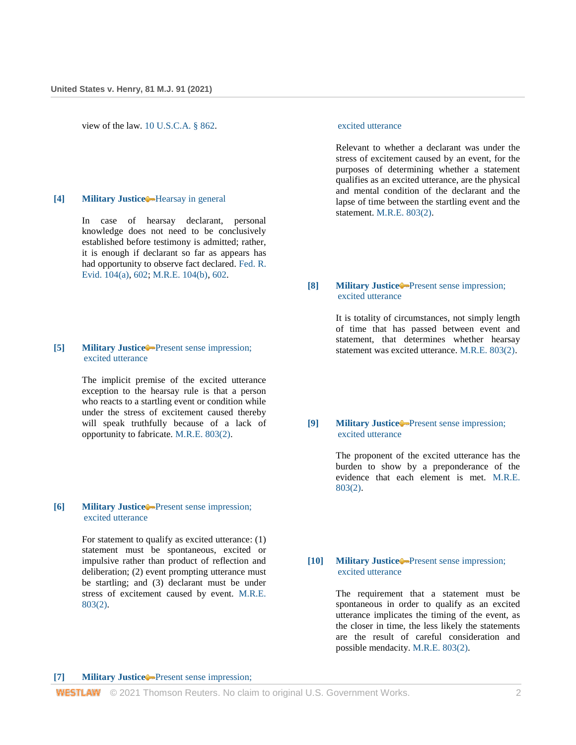view of the law. 10 U.S.C.A. § 862.

**[4]** **Military Justice** Hearsay in general

In case of hearsay declarant, personal knowledge does not need to be conclusively established before testimony is admitted; rather, it is enough if declarant so far as appears has had opportunity to observe fact declared. Fed. R. Evid. 104(a), 602; M.R.E. 104(b), 602.

**[5]** **Military Justice** Present sense impression; excited utterance

The implicit premise of the excited utterance exception to the hearsay rule is that a person who reacts to a startling event or condition while under the stress of excitement caused thereby will speak truthfully because of a lack of opportunity to fabricate. M.R.E. 803(2).

**[6]** **Military Justice** Present sense impression; excited utterance

For statement to qualify as excited utterance: (1) statement must be spontaneous, excited or impulsive rather than product of reflection and deliberation; (2) event prompting utterance must be startling; and (3) declarant must be under stress of excitement caused by event. M.R.E. 803(2).

**[7]** **Military Justice** Present sense impression; excited utterance

Relevant to whether a declarant was under the stress of excitement caused by an event, for the purposes of determining whether a statement qualifies as an excited utterance, are the physical and mental condition of the declarant and the lapse of time between the startling event and the statement. M.R.E. 803(2).

**[8]** **Military Justice** Present sense impression; excited utterance

It is totality of circumstances, not simply length of time that has passed between event and statement, that determines whether hearsay statement was excited utterance. M.R.E. 803(2).

**[9]** **Military Justice** Present sense impression; excited utterance

The proponent of the excited utterance has the burden to show by a preponderance of the evidence that each element is met. M.R.E. 803(2).

**[10]** **Military Justice** Present sense impression; excited utterance

The requirement that a statement must be spontaneous in order to qualify as an excited utterance implicates the timing of the event, as the closer in time, the less likely the statements are the result of careful consideration and possible mendacity. M.R.E. 803(2).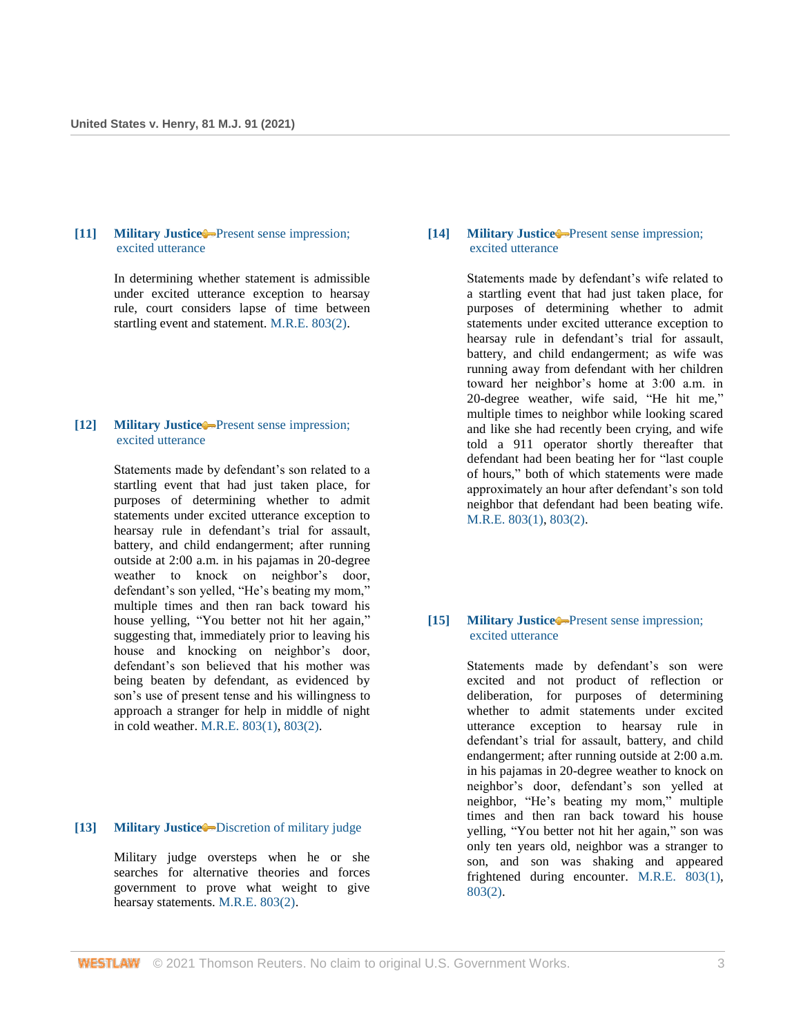**[11]** **Military Justice** Present sense impression; excited utterance

In determining whether statement is admissible under excited utterance exception to hearsay rule, court considers lapse of time between startling event and statement. M.R.E. 803(2).

**[12]** **Military Justice** Present sense impression; excited utterance

Statements made by defendant's son related to a startling event that had just taken place, for purposes of determining whether to admit statements under excited utterance exception to hearsay rule in defendant's trial for assault, battery, and child endangerment; after running outside at 2:00 a.m. in his pajamas in 20-degree weather to knock on neighbor's door, defendant's son yelled, "He's beating my mom," multiple times and then ran back toward his house yelling, "You better not hit her again," suggesting that, immediately prior to leaving his house and knocking on neighbor's door, defendant's son believed that his mother was being beaten by defendant, as evidenced by son's use of present tense and his willingness to approach a stranger for help in middle of night in cold weather. M.R.E. 803(1), 803(2).

**[13]** **Military Justice** Discretion of military judge

Military judge oversteps when he or she searches for alternative theories and forces government to prove what weight to give hearsay statements. M.R.E. 803(2).

**[14]** **Military Justice** Present sense impression; excited utterance

Statements made by defendant's wife related to a startling event that had just taken place, for purposes of determining whether to admit statements under excited utterance exception to hearsay rule in defendant's trial for assault, battery, and child endangerment; as wife was running away from defendant with her children toward her neighbor's home at 3:00 a.m. in 20-degree weather, wife said, "He hit me," multiple times to neighbor while looking scared and like she had recently been crying, and wife told a 911 operator shortly thereafter that defendant had been beating her for "last couple of hours," both of which statements were made approximately an hour after defendant's son told neighbor that defendant had been beating wife. M.R.E. 803(1), 803(2).

**[15]** **Military Justice** Present sense impression; excited utterance

Statements made by defendant's son were excited and not product of reflection or deliberation, for purposes of determining whether to admit statements under excited utterance exception to hearsay rule in defendant's trial for assault, battery, and child endangerment; after running outside at 2:00 a.m. in his pajamas in 20-degree weather to knock on neighbor's door, defendant's son yelled at neighbor, "He's beating my mom," multiple times and then ran back toward his house yelling, "You better not hit her again," son was only ten years old, neighbor was a stranger to son, and son was shaking and appeared frightened during encounter. M.R.E. 803(1), 803(2).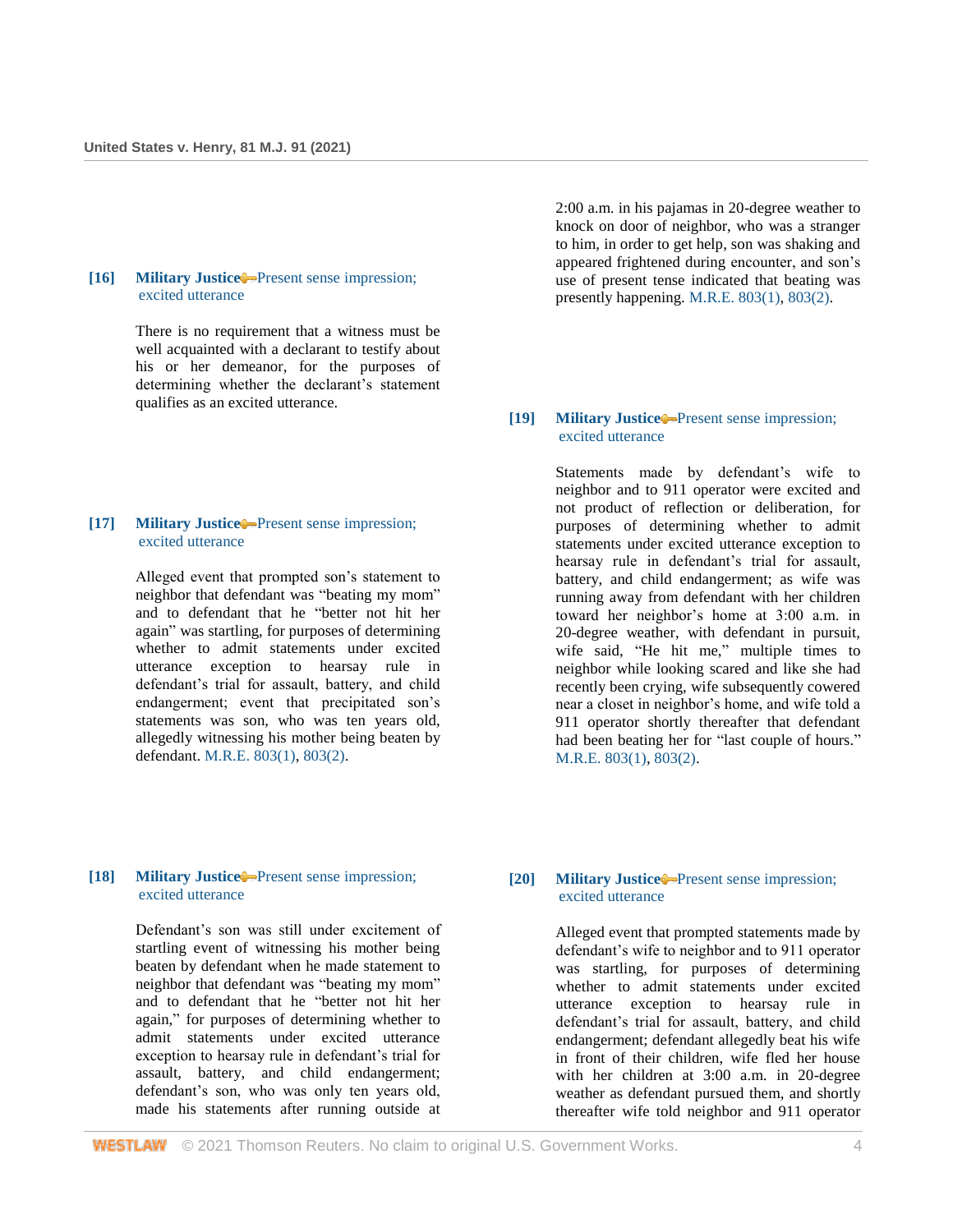**[16]** **Military Justice** Present sense impression; excited utterance

There is no requirement that a witness must be well acquainted with a declarant to testify about his or her demeanor, for the purposes of determining whether the declarant's statement qualifies as an excited utterance.

**[17]** **Military Justice** Present sense impression; excited utterance

Alleged event that prompted son's statement to neighbor that defendant was "beating my mom" and to defendant that he "better not hit her again" was startling, for purposes of determining whether to admit statements under excited utterance exception to hearsay rule in defendant's trial for assault, battery, and child endangerment; event that precipitated son's statements was son, who was ten years old, allegedly witnessing his mother being beaten by defendant. M.R.E. 803(1), 803(2).

**[18]** **Military Justice** Present sense impression; excited utterance

Defendant's son was still under excitement of startling event of witnessing his mother being beaten by defendant when he made statement to neighbor that defendant was "beating my mom" and to defendant that he "better not hit her again," for purposes of determining whether to admit statements under excited utterance exception to hearsay rule in defendant's trial for assault, battery, and child endangerment; defendant's son, who was only ten years old, made his statements after running outside at 2:00 a.m. in his pajamas in 20-degree weather to knock on door of neighbor, who was a stranger to him, in order to get help, son was shaking and appeared frightened during encounter, and son's use of present tense indicated that beating was presently happening. M.R.E. 803(1), 803(2).

**[19]** **Military Justice** Present sense impression; excited utterance

Statements made by defendant's wife to neighbor and to 911 operator were excited and not product of reflection or deliberation, for purposes of determining whether to admit statements under excited utterance exception to hearsay rule in defendant's trial for assault, battery, and child endangerment; as wife was running away from defendant with her children toward her neighbor's home at 3:00 a.m. in 20-degree weather, with defendant in pursuit, wife said, "He hit me," multiple times to neighbor while looking scared and like she had recently been crying, wife subsequently cowered near a closet in neighbor's home, and wife told a 911 operator shortly thereafter that defendant had been beating her for "last couple of hours." M.R.E. 803(1), 803(2).

**[20]** **Military Justice** Present sense impression; excited utterance

Alleged event that prompted statements made by defendant's wife to neighbor and to 911 operator was startling, for purposes of determining whether to admit statements under excited utterance exception to hearsay rule in defendant's trial for assault, battery, and child endangerment; defendant allegedly beat his wife in front of their children, wife fled her house with her children at 3:00 a.m. in 20-degree weather as defendant pursued them, and shortly thereafter wife told neighbor and 911 operator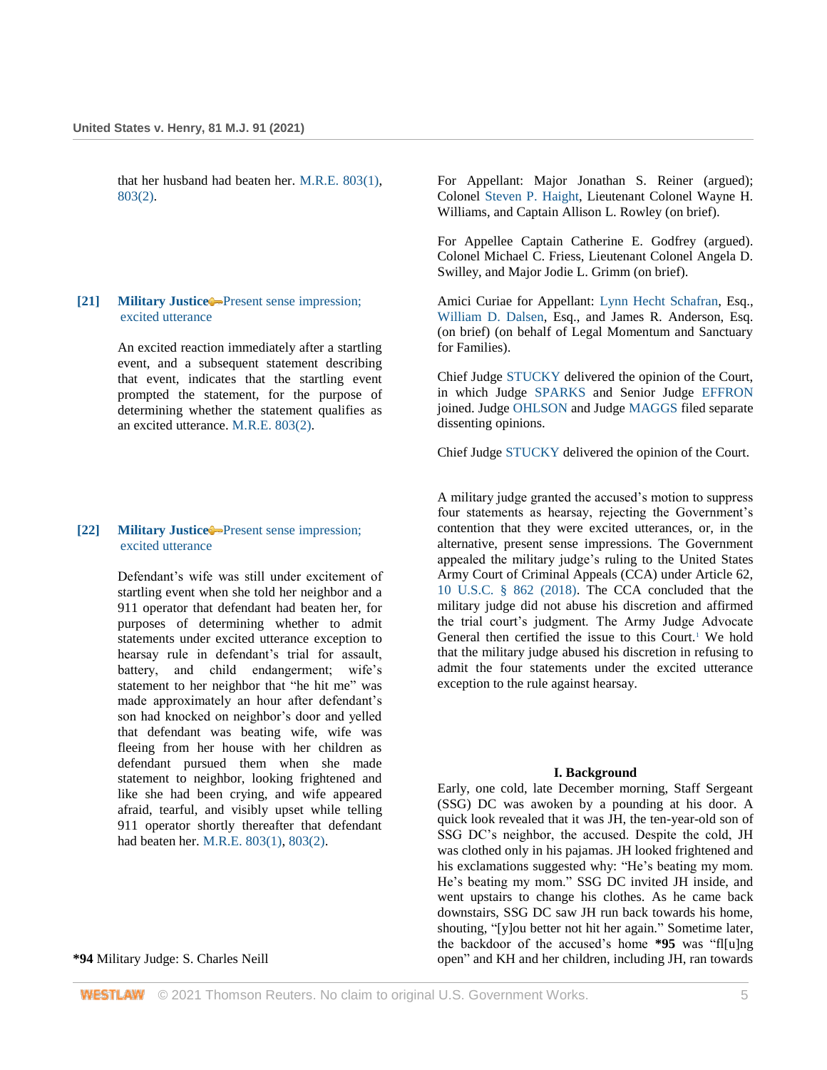that her husband had beaten her. M.R.E. 803(1), 803(2).

**[21] Military Justice** Present sense impression; excited utterance

An excited reaction immediately after a startling event, and a subsequent statement describing that event, indicates that the startling event prompted the statement, for the purpose of determining whether the statement qualifies as an excited utterance. M.R.E. 803(2).

**[22] Military Justice** Present sense impression; excited utterance

Defendant's wife was still under excitement of startling event when she told her neighbor and a 911 operator that defendant had beaten her, for purposes of determining whether to admit statements under excited utterance exception to hearsay rule in defendant's trial for assault, battery, and child endangerment; wife's statement to her neighbor that "he hit me" was made approximately an hour after defendant's son had knocked on neighbor's door and yelled that defendant was beating wife, wife was fleeing from her house with her children as defendant pursued them when she made statement to neighbor, looking frightened and like she had been crying, and wife appeared afraid, tearful, and visibly upset while telling 911 operator shortly thereafter that defendant had beaten her. M.R.E. 803(1), 803(2).

**\*94** Military Judge: S. Charles Neill

For Appellant: Major Jonathan S. Reiner (argued); Colonel Steven P. Haight, Lieutenant Colonel Wayne H. Williams, and Captain Allison L. Rowley (on brief).

For Appellee Captain Catherine E. Godfrey (argued). Colonel Michael C. Friess, Lieutenant Colonel Angela D. Swilley, and Major Jodie L. Grimm (on brief).

Amici Curiae for Appellant: Lynn Hecht Schafran, Esq., William D. Dalsen, Esq., and James R. Anderson, Esq. (on brief) (on behalf of Legal Momentum and Sanctuary for Families).

Chief Judge STUCKY delivered the opinion of the Court, in which Judge SPARKS and Senior Judge EFFRON joined. Judge OHLSON and Judge MAGGS filed separate dissenting opinions.

Chief Judge STUCKY delivered the opinion of the Court.

A military judge granted the accused's motion to suppress four statements as hearsay, rejecting the Government's contention that they were excited utterances, or, in the alternative, present sense impressions. The Government appealed the military judge's ruling to the United States Army Court of Criminal Appeals (CCA) under Article 62, 10 U.S.C. § 862 (2018). The CCA concluded that the military judge did not abuse his discretion and affirmed the trial court's judgment. The Army Judge Advocate General then certified the issue to this Court.[1] We hold that the military judge abused his discretion in refusing to admit the four statements under the excited utterance exception to the rule against hearsay.

## I. Background

Early, one cold, late December morning, Staff Sergeant (SSG) DC was awoken by a pounding at his door. A quick look revealed that it was JH, the ten-year-old son of SSG DC's neighbor, the accused. Despite the cold, JH was clothed only in his pajamas. JH looked frightened and his exclamations suggested why: "He's beating my mom. He's beating my mom." SSG DC invited JH inside, and went upstairs to change his clothes. As he came back downstairs, SSG DC saw JH run back towards his home, shouting, "[y]ou better not hit her again." Sometime later, the backdoor of the accused's home **\*95** was "fl[u]ng open" and KH and her children, including JH, ran towards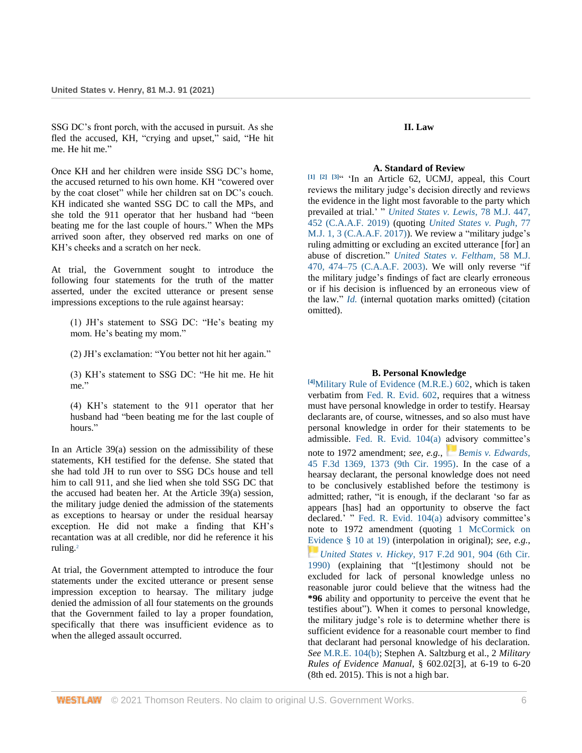SSG DC's front porch, with the accused in pursuit. As she fled the accused, KH, "crying and upset," said, "He hit me. He hit me."

Once KH and her children were inside SSG DC's home, the accused returned to his own home. KH "cowered over by the coat closet" while her children sat on DC's couch. KH indicated she wanted SSG DC to call the MPs, and she told the 911 operator that her husband had "been beating me for the last couple of hours." When the MPs arrived soon after, they observed red marks on one of KH's cheeks and a scratch on her neck.

At trial, the Government sought to introduce the following four statements for the truth of the matter asserted, under the excited utterance or present sense impressions exceptions to the rule against hearsay:

> (1) JH's statement to SSG DC: "He's beating my mom. He's beating my mom."
>
> (2) JH's exclamation: "You better not hit her again."
>
> (3) KH's statement to SSG DC: "He hit me. He hit me."
>
> (4) KH's statement to the 911 operator that her husband had "been beating me for the last couple of hours."

In an Article 39(a) session on the admissibility of these statements, KH testified for the defense. She stated that she had told JH to run over to SSG DCs house and tell him to call 911, and she lied when she told SSG DC that the accused had beaten her. At the Article 39(a) session, the military judge denied the admission of the statements as exceptions to hearsay or under the residual hearsay exception. He did not make a finding that KH's recantation was at all credible, nor did he reference it his ruling.[2]

At trial, the Government attempted to introduce the four statements under the excited utterance or present sense impression exception to hearsay. The military judge denied the admission of all four statements on the grounds that the Government failed to lay a proper foundation, specifically that there was insufficient evidence as to when the alleged assault occurred.

## II. Law

### A. Standard of Review

[1] [2] [3]" 'In an Article 62, UCMJ, appeal, this Court reviews the military judge's decision directly and reviews the evidence in the light most favorable to the party which prevailed at trial.' " *United States v. Lewis*, 78 M.J. 447, 452 (C.A.A.F. 2019) (quoting *United States v. Pugh*, 77 M.J. 1, 3 (C.A.A.F. 2017)). We review a "military judge's ruling admitting or excluding an excited utterance [for] an abuse of discretion." *United States v. Feltham*, 58 M.J. 470, 474–75 (C.A.A.F. 2003). We will only reverse "if the military judge's findings of fact are clearly erroneous or if his decision is influenced by an erroneous view of the law." *Id.* (internal quotation marks omitted) (citation omitted).

### B. Personal Knowledge

[4]Military Rule of Evidence (M.R.E.) 602, which is taken verbatim from Fed. R. Evid. 602, requires that a witness must have personal knowledge in order to testify. Hearsay declarants are, of course, witnesses, and so also must have personal knowledge in order for their statements to be admissible. Fed. R. Evid. 104(a) advisory committee's note to 1972 amendment; *see, e.g.*, *Bemis v. Edwards*, 45 F.3d 1369, 1373 (9th Cir. 1995). In the case of a hearsay declarant, the personal knowledge does not need to be conclusively established before the testimony is admitted; rather, "it is enough, if the declarant 'so far as appears [has] had an opportunity to observe the fact declared.' " Fed. R. Evid. 104(a) advisory committee's note to 1972 amendment (quoting 1 McCormick on Evidence § 10 at 19) (interpolation in original); *see, e.g.*, *United States v. Hickey*, 917 F.2d 901, 904 (6th Cir. 1990) (explaining that "[t]estimony should not be excluded for lack of personal knowledge unless no reasonable juror could believe that the witness had the **\*96** ability and opportunity to perceive the event that he testifies about"). When it comes to personal knowledge, the military judge's role is to determine whether there is sufficient evidence for a reasonable court member to find that declarant had personal knowledge of his declaration. *See* M.R.E. 104(b); Stephen A. Saltzburg et al., 2 *Military Rules of Evidence Manual*, § 602.02[3], at 6-19 to 6-20 (8th ed. 2015). This is not a high bar.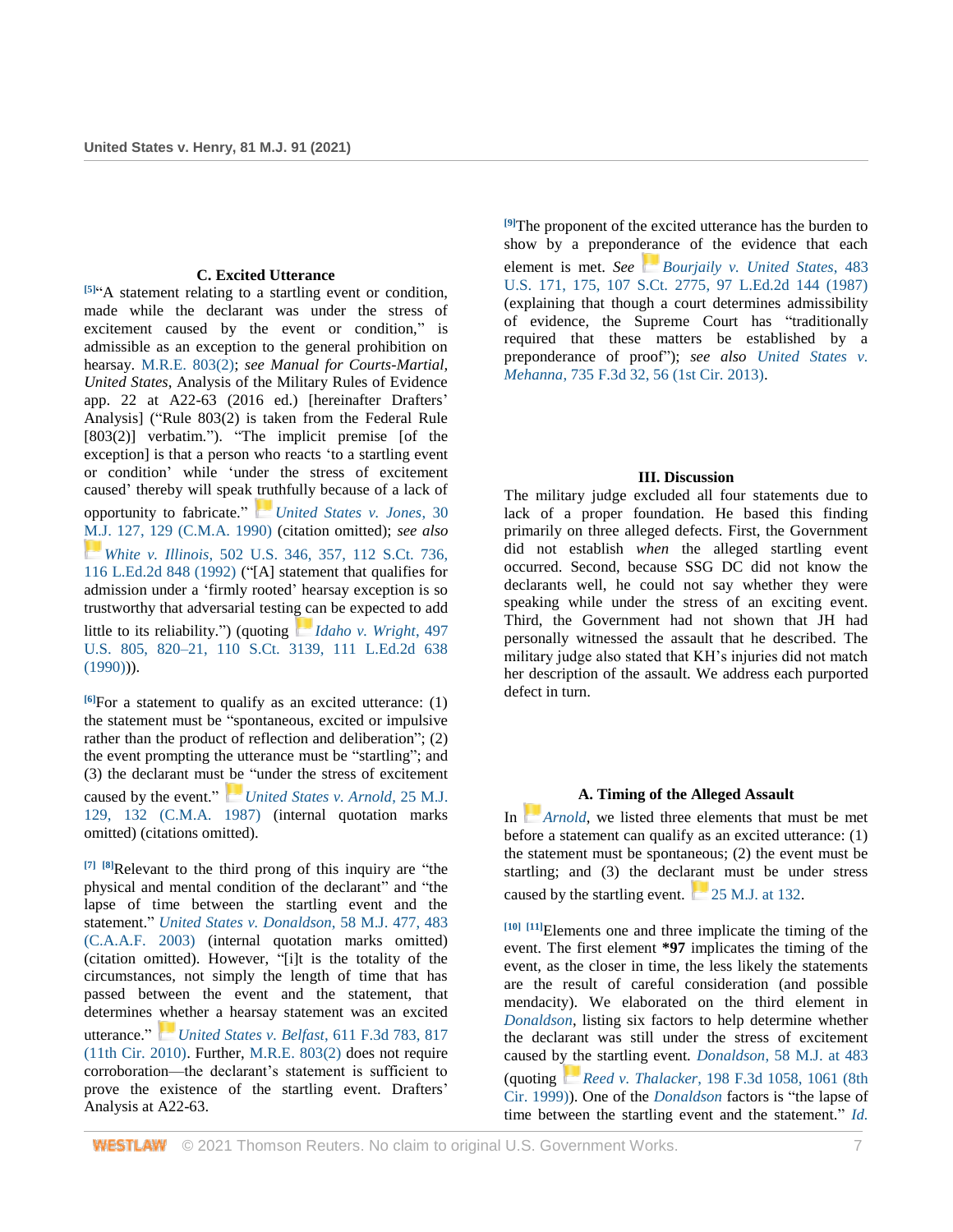### C. Excited Utterance

[5]"A statement relating to a startling event or condition, made while the declarant was under the stress of excitement caused by the event or condition," is admissible as an exception to the general prohibition on hearsay. M.R.E. 803(2); *see Manual for Courts-Martial, United States*, Analysis of the Military Rules of Evidence app. 22 at A22-63 (2016 ed.) [hereinafter Drafters' Analysis] ("Rule 803(2) is taken from the Federal Rule [803(2)] verbatim."). "The implicit premise [of the exception] is that a person who reacts 'to a startling event or condition' while 'under the stress of excitement caused' thereby will speak truthfully because of a lack of opportunity to fabricate." *United States v. Jones*, 30 M.J. 127, 129 (C.M.A. 1990) (citation omitted); *see also* *White v. Illinois*, 502 U.S. 346, 357, 112 S.Ct. 736, 116 L.Ed.2d 848 (1992) ("[A] statement that qualifies for admission under a 'firmly rooted' hearsay exception is so trustworthy that adversarial testing can be expected to add little to its reliability.") (quoting *Idaho v. Wright*, 497 U.S. 805, 820–21, 110 S.Ct. 3139, 111 L.Ed.2d 638 (1990))).

[6]For a statement to qualify as an excited utterance: (1) the statement must be "spontaneous, excited or impulsive rather than the product of reflection and deliberation"; (2) the event prompting the utterance must be "startling"; and (3) the declarant must be "under the stress of excitement caused by the event." *United States v. Arnold*, 25 M.J. 129, 132 (C.M.A. 1987) (internal quotation marks omitted) (citations omitted).

[7] [8]Relevant to the third prong of this inquiry are "the physical and mental condition of the declarant" and "the lapse of time between the startling event and the statement." *United States v. Donaldson*, 58 M.J. 477, 483 (C.A.A.F. 2003) (internal quotation marks omitted) (citation omitted). However, "[i]t is the totality of the circumstances, not simply the length of time that has passed between the event and the statement, that determines whether a hearsay statement was an excited utterance." *United States v. Belfast*, 611 F.3d 783, 817 (11th Cir. 2010). Further, M.R.E. 803(2) does not require corroboration—the declarant's statement is sufficient to prove the existence of the startling event. Drafters' Analysis at A22-63.

[9]The proponent of the excited utterance has the burden to show by a preponderance of the evidence that each element is met. *See* *Bourjaily v. United States*, 483 U.S. 171, 175, 107 S.Ct. 2775, 97 L.Ed.2d 144 (1987) (explaining that though a court determines admissibility of evidence, the Supreme Court has "traditionally required that these matters be established by a preponderance of proof"); *see also* *United States v. Mehanna*, 735 F.3d 32, 56 (1st Cir. 2013).

## III. Discussion

The military judge excluded all four statements due to lack of a proper foundation. He based this finding primarily on three alleged defects. First, the Government did not establish *when* the alleged startling event occurred. Second, because SSG DC did not know the declarants well, he could not say whether they were speaking while under the stress of an exciting event. Third, the Government had not shown that JH had personally witnessed the assault that he described. The military judge also stated that KH's injuries did not match her description of the assault. We address each purported defect in turn.

### A. Timing of the Alleged Assault

In *Arnold*, we listed three elements that must be met before a statement can qualify as an excited utterance: (1) the statement must be spontaneous; (2) the event must be startling; and (3) the declarant must be under stress caused by the startling event. 25 M.J. at 132.

[10] [11]Elements one and three implicate the timing of the event. The first element **\*97** implicates the timing of the event, as the closer in time, the less likely the statements are the result of careful consideration (and possible mendacity). We elaborated on the third element in *Donaldson*, listing six factors to help determine whether the declarant was still under the stress of excitement caused by the startling event. *Donaldson*, 58 M.J. at 483 (quoting *Reed v. Thalacker*, 198 F.3d 1058, 1061 (8th Cir. 1999)). One of the *Donaldson* factors is "the lapse of time between the startling event and the statement." *Id.*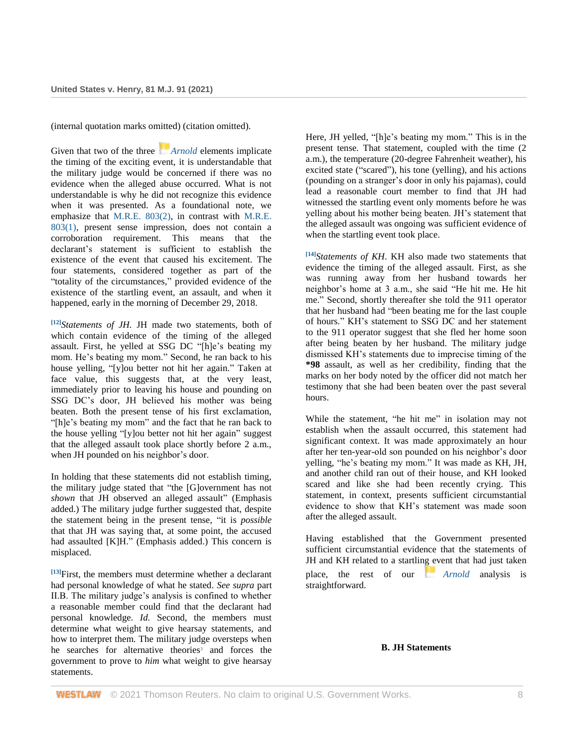(internal quotation marks omitted) (citation omitted).

Given that two of the three *Arnold* elements implicate the timing of the exciting event, it is understandable that the military judge would be concerned if there was no evidence when the alleged abuse occurred. What is not understandable is why he did not recognize this evidence when it was presented. As a foundational note, we emphasize that M.R.E. 803(2), in contrast with M.R.E. 803(1), present sense impression, does not contain a corroboration requirement. This means that the declarant's statement is sufficient to establish the existence of the event that caused his excitement. The four statements, considered together as part of the "totality of the circumstances," provided evidence of the existence of the startling event, an assault, and when it happened, early in the morning of December 29, 2018.

[12]*Statements of JH*. JH made two statements, both of which contain evidence of the timing of the alleged assault. First, he yelled at SSG DC "[h]e's beating my mom. He's beating my mom." Second, he ran back to his house yelling, "[y]ou better not hit her again." Taken at face value, this suggests that, at the very least, immediately prior to leaving his house and pounding on SSG DC's door, JH believed his mother was being beaten. Both the present tense of his first exclamation, "[h]e's beating my mom" and the fact that he ran back to the house yelling "[y]ou better not hit her again" suggest that the alleged assault took place shortly before 2 a.m., when JH pounded on his neighbor's door.

In holding that these statements did not establish timing, the military judge stated that "the [G]overnment has not *shown* that JH observed an alleged assault" (Emphasis added.) The military judge further suggested that, despite the statement being in the present tense, "it is *possible* that that JH was saying that, at some point, the accused had assaulted [K]H." (Emphasis added.) This concern is misplaced.

[13]First, the members must determine whether a declarant had personal knowledge of what he stated. *See supra* part II.B. The military judge's analysis is confined to whether a reasonable member could find that the declarant had personal knowledge. *Id.* Second, the members must determine what weight to give hearsay statements, and how to interpret them. The military judge oversteps when he searches for alternative theories[3] and forces the government to prove to *him* what weight to give hearsay statements.

Here, JH yelled, "[h]e's beating my mom." This is in the present tense. That statement, coupled with the time (2 a.m.), the temperature (20-degree Fahrenheit weather), his excited state ("scared"), his tone (yelling), and his actions (pounding on a stranger's door in only his pajamas), could lead a reasonable court member to find that JH had witnessed the startling event only moments before he was yelling about his mother being beaten. JH's statement that the alleged assault was ongoing was sufficient evidence of when the startling event took place.

[14]*Statements of KH*. KH also made two statements that evidence the timing of the alleged assault. First, as she was running away from her husband towards her neighbor's home at 3 a.m., she said "He hit me. He hit me." Second, shortly thereafter she told the 911 operator that her husband had "been beating me for the last couple of hours." KH's statement to SSG DC and her statement to the 911 operator suggest that she fled her home soon after being beaten by her husband. The military judge dismissed KH's statements due to imprecise timing of the **\*98** assault, as well as her credibility, finding that the marks on her body noted by the officer did not match her testimony that she had been beaten over the past several hours.

While the statement, "he hit me" in isolation may not establish when the assault occurred, this statement had significant context. It was made approximately an hour after her ten-year-old son pounded on his neighbor's door yelling, "he's beating my mom." It was made as KH, JH, and another child ran out of their house, and KH looked scared and like she had been recently crying. This statement, in context, presents sufficient circumstantial evidence to show that KH's statement was made soon after the alleged assault.

Having established that the Government presented sufficient circumstantial evidence that the statements of JH and KH related to a startling event that had just taken place, the rest of our *Arnold* analysis is straightforward.

### B. JH Statements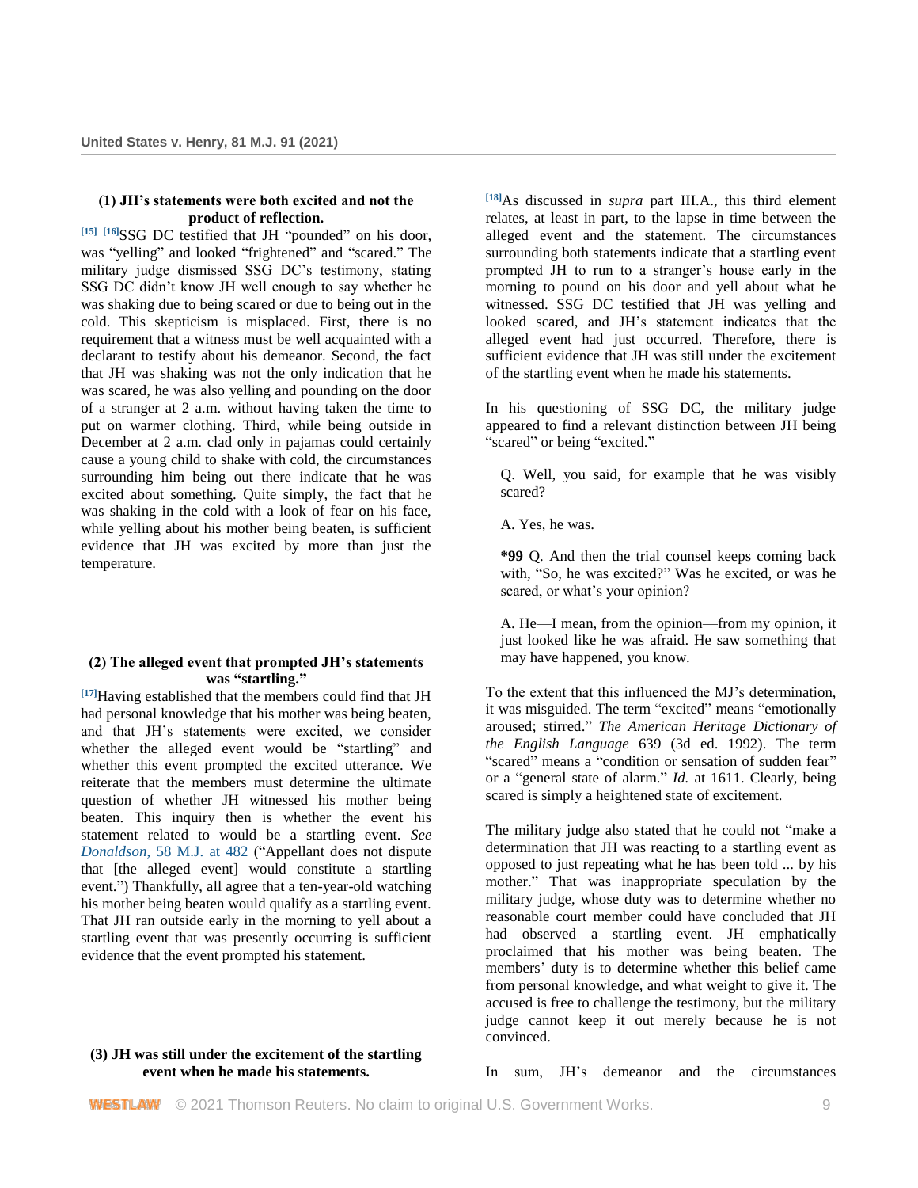**(1) JH's statements were both excited and not the product of reflection.**

[15] [16]SSG DC testified that JH "pounded" on his door, was "yelling" and looked "frightened" and "scared." The military judge dismissed SSG DC's testimony, stating SSG DC didn't know JH well enough to say whether he was shaking due to being scared or due to being out in the cold. This skepticism is misplaced. First, there is no requirement that a witness must be well acquainted with a declarant to testify about his demeanor. Second, the fact that JH was shaking was not the only indication that he was scared, he was also yelling and pounding on the door of a stranger at 2 a.m. without having taken the time to put on warmer clothing. Third, while being outside in December at 2 a.m. clad only in pajamas could certainly cause a young child to shake with cold, the circumstances surrounding him being out there indicate that he was excited about something. Quite simply, the fact that he was shaking in the cold with a look of fear on his face, while yelling about his mother being beaten, is sufficient evidence that JH was excited by more than just the temperature.

**(2) The alleged event that prompted JH's statements was "startling."**

[17]Having established that the members could find that JH had personal knowledge that his mother was being beaten, and that JH's statements were excited, we consider whether the alleged event would be "startling" and whether this event prompted the excited utterance. We reiterate that the members must determine the ultimate question of whether JH witnessed his mother being beaten. This inquiry then is whether the event his statement related to would be a startling event. *See Donaldson*, 58 M.J. at 482 ("Appellant does not dispute that [the alleged event] would constitute a startling event.") Thankfully, all agree that a ten-year-old watching his mother being beaten would qualify as a startling event. That JH ran outside early in the morning to yell about a startling event that was presently occurring is sufficient evidence that the event prompted his statement.

**(3) JH was still under the excitement of the startling event when he made his statements.**

[18]As discussed in *supra* part III.A., this third element relates, at least in part, to the lapse in time between the alleged event and the statement. The circumstances surrounding both statements indicate that a startling event prompted JH to run to a stranger's house early in the morning to pound on his door and yell about what he witnessed. SSG DC testified that JH was yelling and looked scared, and JH's statement indicates that the alleged event had just occurred. Therefore, there is sufficient evidence that JH was still under the excitement of the startling event when he made his statements.

In his questioning of SSG DC, the military judge appeared to find a relevant distinction between JH being "scared" or being "excited."

> Q. Well, you said, for example that he was visibly scared?
>
> A. Yes, he was.
>
> **\*99** Q. And then the trial counsel keeps coming back with, "So, he was excited?" Was he excited, or was he scared, or what's your opinion?
>
> A. He—I mean, from the opinion—from my opinion, it just looked like he was afraid. He saw something that may have happened, you know.

To the extent that this influenced the MJ's determination, it was misguided. The term "excited" means "emotionally aroused; stirred." *The American Heritage Dictionary of the English Language* 639 (3d ed. 1992). The term "scared" means a "condition or sensation of sudden fear" or a "general state of alarm." *Id.* at 1611. Clearly, being scared is simply a heightened state of excitement.

The military judge also stated that he could not "make a determination that JH was reacting to a startling event as opposed to just repeating what he has been told ... by his mother." That was inappropriate speculation by the military judge, whose duty was to determine whether no reasonable court member could have concluded that JH had observed a startling event. JH emphatically proclaimed that his mother was being beaten. The members' duty is to determine whether this belief came from personal knowledge, and what weight to give it. The accused is free to challenge the testimony, but the military judge cannot keep it out merely because he is not convinced.

In sum, JH's demeanor and the circumstances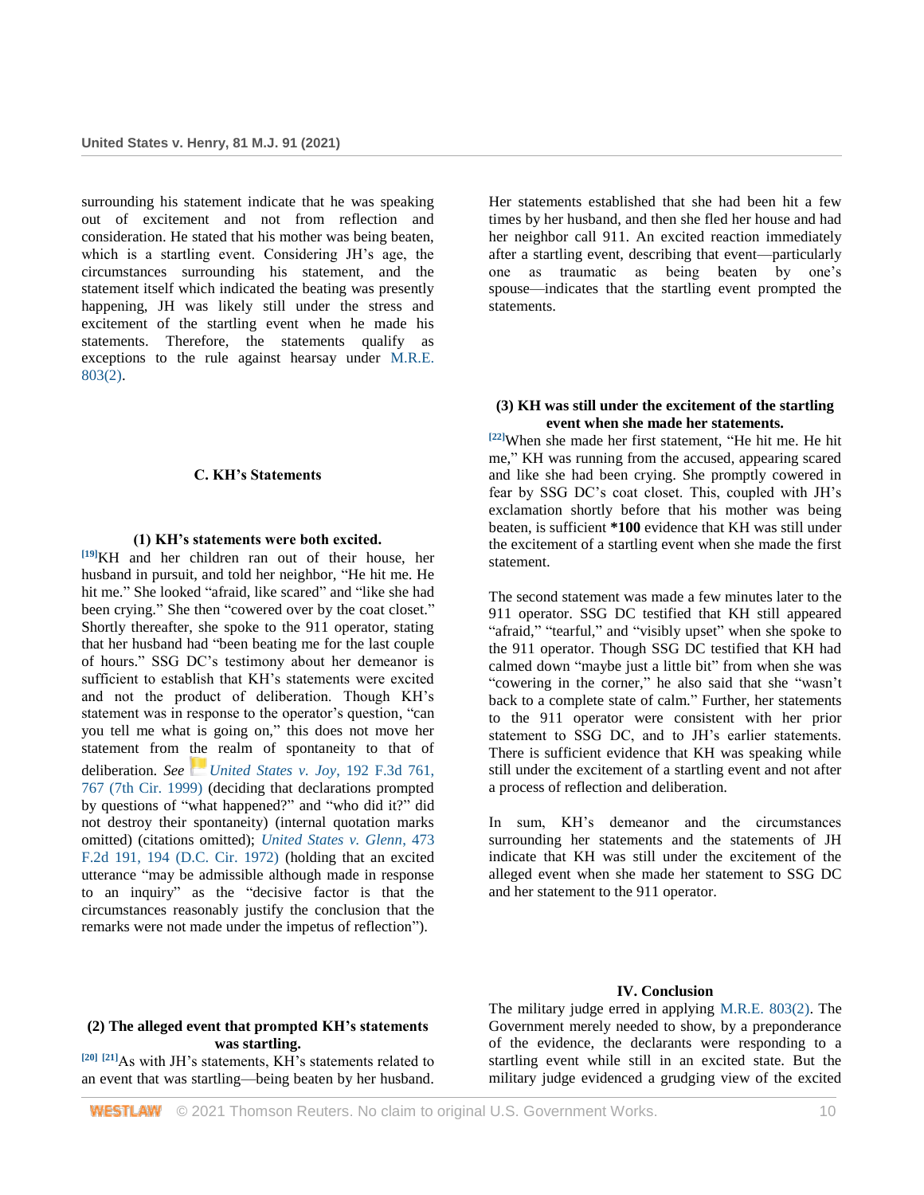surrounding his statement indicate that he was speaking out of excitement and not from reflection and consideration. He stated that his mother was being beaten, which is a startling event. Considering JH's age, the circumstances surrounding his statement, and the statement itself which indicated the beating was presently happening, JH was likely still under the stress and excitement of the startling event when he made his statements. Therefore, the statements qualify as exceptions to the rule against hearsay under M.R.E. 803(2).

### C. KH's Statements

#### (1) KH's statements were both excited.

[19]KH and her children ran out of their house, her husband in pursuit, and told her neighbor, "He hit me. He hit me." She looked "afraid, like scared" and "like she had been crying." She then "cowered over by the coat closet." Shortly thereafter, she spoke to the 911 operator, stating that her husband had "been beating me for the last couple of hours." SSG DC's testimony about her demeanor is sufficient to establish that KH's statements were excited and not the product of deliberation. Though KH's statement was in response to the operator's question, "can you tell me what is going on," this does not move her statement from the realm of spontaneity to that of deliberation. *See* *United States v. Joy*, 192 F.3d 761, 767 (7th Cir. 1999) (deciding that declarations prompted by questions of "what happened?" and "who did it?" did not destroy their spontaneity) (internal quotation marks omitted) (citations omitted); *United States v. Glenn*, 473 F.2d 191, 194 (D.C. Cir. 1972) (holding that an excited utterance "may be admissible although made in response to an inquiry" as the "decisive factor is that the circumstances reasonably justify the conclusion that the remarks were not made under the impetus of reflection").

#### (2) The alleged event that prompted KH's statements was startling.

[20] [21]As with JH's statements, KH's statements related to an event that was startling—being beaten by her husband. Her statements established that she had been hit a few times by her husband, and then she fled her house and had her neighbor call 911. An excited reaction immediately after a startling event, describing that event—particularly one as traumatic as being beaten by one's spouse—indicates that the startling event prompted the statements.

#### (3) KH was still under the excitement of the startling event when she made her statements.

[22]When she made her first statement, "He hit me. He hit me," KH was running from the accused, appearing scared and like she had been crying. She promptly cowered in fear by SSG DC's coat closet. This, coupled with JH's exclamation shortly before that his mother was being beaten, is sufficient **\*100** evidence that KH was still under the excitement of a startling event when she made the first statement.

The second statement was made a few minutes later to the 911 operator. SSG DC testified that KH still appeared "afraid," "tearful," and "visibly upset" when she spoke to the 911 operator. Though SSG DC testified that KH had calmed down "maybe just a little bit" from when she was "cowering in the corner," he also said that she "wasn't back to a complete state of calm." Further, her statements to the 911 operator were consistent with her prior statement to SSG DC, and to JH's earlier statements. There is sufficient evidence that KH was speaking while still under the excitement of a startling event and not after a process of reflection and deliberation.

In sum, KH's demeanor and the circumstances surrounding her statements and the statements of JH indicate that KH was still under the excitement of the alleged event when she made her statement to SSG DC and her statement to the 911 operator.

### IV. Conclusion

The military judge erred in applying M.R.E. 803(2). The Government merely needed to show, by a preponderance of the evidence, the declarants were responding to a startling event while still in an excited state. But the military judge evidenced a grudging view of the excited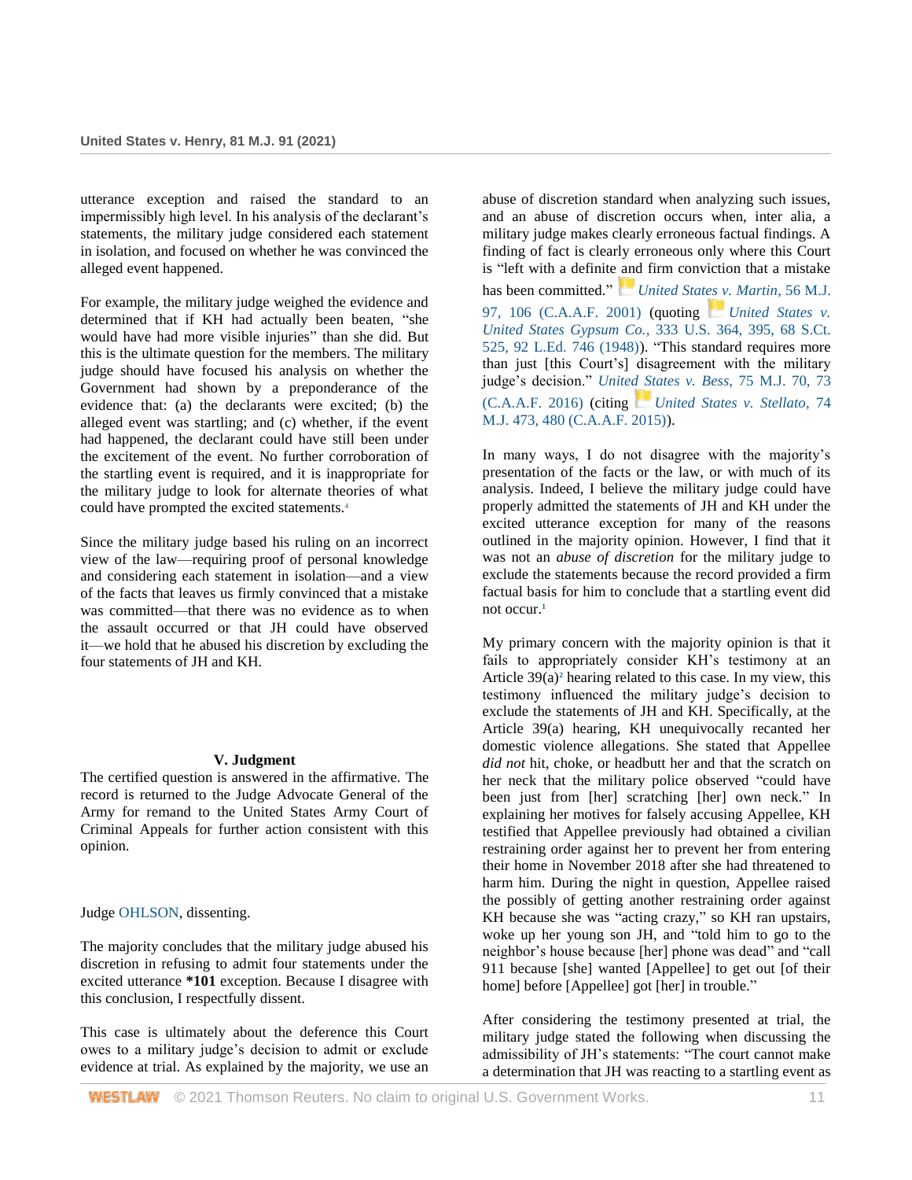utterance exception and raised the standard to an impermissibly high level. In his analysis of the declarant's statements, the military judge considered each statement in isolation, and focused on whether he was convinced the alleged event happened.

For example, the military judge weighed the evidence and determined that if KH had actually been beaten, "she would have had more visible injuries" than she did. But this is the ultimate question for the members. The military judge should have focused his analysis on whether the Government had shown by a preponderance of the evidence that: (a) the declarants were excited; (b) the alleged event was startling; and (c) whether, if the event had happened, the declarant could have still been under the excitement of the event. No further corroboration of the startling event is required, and it is inappropriate for the military judge to look for alternate theories of what could have prompted the excited statements.[4]

Since the military judge based his ruling on an incorrect view of the law—requiring proof of personal knowledge and considering each statement in isolation—and a view of the facts that leaves us firmly convinced that a mistake was committed—that there was no evidence as to when the assault occurred or that JH could have observed it—we hold that he abused his discretion by excluding the four statements of JH and KH.

### V. Judgment

The certified question is answered in the affirmative. The record is returned to the Judge Advocate General of the Army for remand to the United States Army Court of Criminal Appeals for further action consistent with this opinion.

Judge OHLSON, dissenting.

The majority concludes that the military judge abused his discretion in refusing to admit four statements under the excited utterance **\*101** exception. Because I disagree with this conclusion, I respectfully dissent.

This case is ultimately about the deference this Court owes to a military judge's decision to admit or exclude evidence at trial. As explained by the majority, we use an abuse of discretion standard when analyzing such issues, and an abuse of discretion occurs when, inter alia, a military judge makes clearly erroneous factual findings. A finding of fact is clearly erroneous only where this Court is "left with a definite and firm conviction that a mistake has been committed." *United States v. Martin*, 56 M.J. 97, 106 (C.A.A.F. 2001) (quoting *United States v. United States Gypsum Co.*, 333 U.S. 364, 395, 68 S.Ct. 525, 92 L.Ed. 746 (1948)). "This standard requires more than just [this Court's] disagreement with the military judge's decision." *United States v. Bess*, 75 M.J. 70, 73 (C.A.A.F. 2016) (citing *United States v. Stellato*, 74 M.J. 473, 480 (C.A.A.F. 2015)).

In many ways, I do not disagree with the majority's presentation of the facts or the law, or with much of its analysis. Indeed, I believe the military judge could have properly admitted the statements of JH and KH under the excited utterance exception for many of the reasons outlined in the majority opinion. However, I find that it was not an *abuse of discretion* for the military judge to exclude the statements because the record provided a firm factual basis for him to conclude that a startling event did not occur.[1]

My primary concern with the majority opinion is that it fails to appropriately consider KH's testimony at an Article 39(a)[2] hearing related to this case. In my view, this testimony influenced the military judge's decision to exclude the statements of JH and KH. Specifically, at the Article 39(a) hearing, KH unequivocally recanted her domestic violence allegations. She stated that Appellee *did not* hit, choke, or headbutt her and that the scratch on her neck that the military police observed "could have been just from [her] scratching [her] own neck." In explaining her motives for falsely accusing Appellee, KH testified that Appellee previously had obtained a civilian restraining order against her to prevent her from entering their home in November 2018 after she had threatened to harm him. During the night in question, Appellee raised the possibly of getting another restraining order against KH because she was "acting crazy," so KH ran upstairs, woke up her young son JH, and "told him to go to the neighbor's house because [her] phone was dead" and "call 911 because [she] wanted [Appellee] to get out [of their home] before [Appellee] got [her] in trouble."

After considering the testimony presented at trial, the military judge stated the following when discussing the admissibility of JH's statements: "The court cannot make a determination that JH was reacting to a startling event as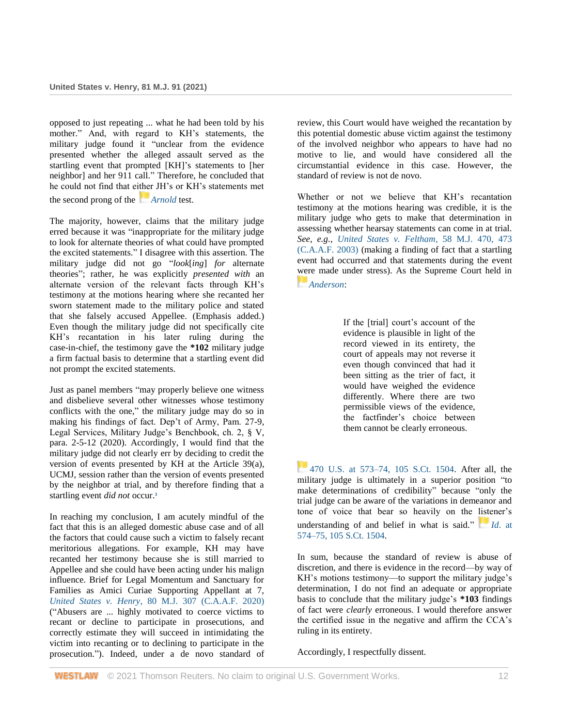opposed to just repeating ... what he had been told by his mother." And, with regard to KH's statements, the military judge found it "unclear from the evidence presented whether the alleged assault served as the startling event that prompted [KH]'s statements to [her neighbor] and her 911 call." Therefore, he concluded that he could not find that either JH's or KH's statements met the second prong of the *Arnold* test.

The majority, however, claims that the military judge erred because it was "inappropriate for the military judge to look for alternate theories of what could have prompted the excited statements." I disagree with this assertion. The military judge did not go "*look*[*ing*] *for* alternate theories"; rather, he was explicitly *presented with* an alternate version of the relevant facts through KH's testimony at the motions hearing where she recanted her sworn statement made to the military police and stated that she falsely accused Appellee. (Emphasis added.) Even though the military judge did not specifically cite KH's recantation in his later ruling during the case-in-chief, the testimony gave the **\*102** military judge a firm factual basis to determine that a startling event did not prompt the excited statements.

Just as panel members "may properly believe one witness and disbelieve several other witnesses whose testimony conflicts with the one," the military judge may do so in making his findings of fact. Dep't of Army, Pam. 27-9, Legal Services, Military Judge's Benchbook, ch. 2, § V, para. 2-5-12 (2020). Accordingly, I would find that the military judge did not clearly err by deciding to credit the version of events presented by KH at the Article 39(a), UCMJ, session rather than the version of events presented by the neighbor at trial, and by therefore finding that a startling event *did not* occur.[3]

In reaching my conclusion, I am acutely mindful of the fact that this is an alleged domestic abuse case and of all the factors that could cause such a victim to falsely recant meritorious allegations. For example, KH may have recanted her testimony because she is still married to Appellee and she could have been acting under his malign influence. Brief for Legal Momentum and Sanctuary for Families as Amici Curiae Supporting Appellant at 7, *United States v. Henry*, 80 M.J. 307 (C.A.A.F. 2020) ("Abusers are ... highly motivated to coerce victims to recant or decline to participate in prosecutions, and correctly estimate they will succeed in intimidating the victim into recanting or to declining to participate in the prosecution."). Indeed, under a de novo standard of review, this Court would have weighed the recantation by this potential domestic abuse victim against the testimony of the involved neighbor who appears to have had no motive to lie, and would have considered all the circumstantial evidence in this case. However, the standard of review is not de novo.

Whether or not we believe that KH's recantation testimony at the motions hearing was credible, it is the military judge who gets to make that determination in assessing whether hearsay statements can come in at trial. *See, e.g.*, *United States v. Feltham*, 58 M.J. 470, 473 (C.A.A.F. 2003) (making a finding of fact that a startling event had occurred and that statements during the event were made under stress). As the Supreme Court held in *Anderson*:

> If the [trial] court's account of the evidence is plausible in light of the record viewed in its entirety, the court of appeals may not reverse it even though convinced that had it been sitting as the trier of fact, it would have weighed the evidence differently. Where there are two permissible views of the evidence, the factfinder's choice between them cannot be clearly erroneous.

470 U.S. at 573–74, 105 S.Ct. 1504. After all, the military judge is ultimately in a superior position "to make determinations of credibility" because "only the trial judge can be aware of the variations in demeanor and tone of voice that bear so heavily on the listener's understanding of and belief in what is said." *Id.* at 574–75, 105 S.Ct. 1504.

In sum, because the standard of review is abuse of discretion, and there is evidence in the record—by way of KH's motions testimony—to support the military judge's determination, I do not find an adequate or appropriate basis to conclude that the military judge's **\*103** findings of fact were *clearly* erroneous. I would therefore answer the certified issue in the negative and affirm the CCA's ruling in its entirety.

Accordingly, I respectfully dissent.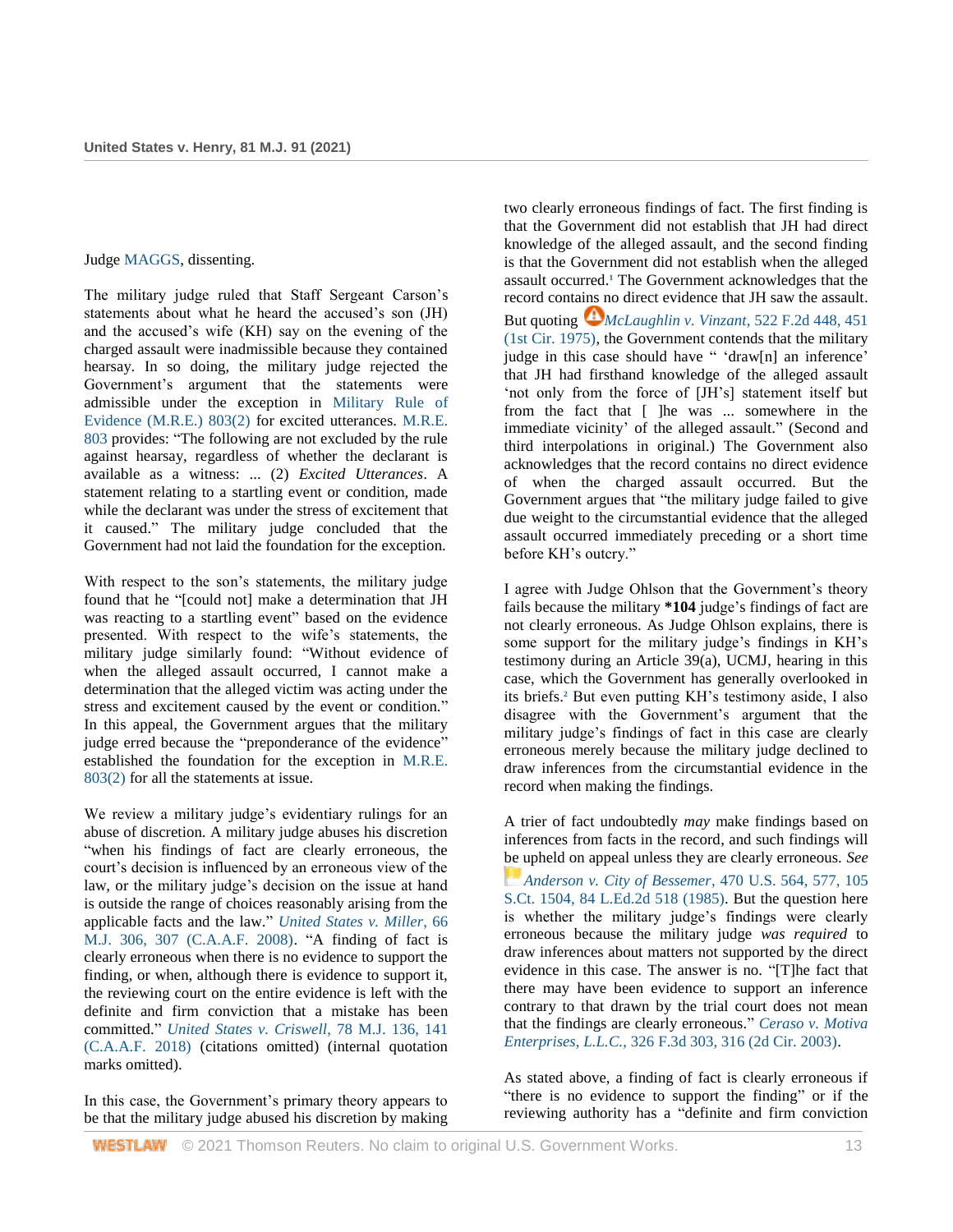Judge MAGGS, dissenting.

The military judge ruled that Staff Sergeant Carson's statements about what he heard the accused's son (JH) and the accused's wife (KH) say on the evening of the charged assault were inadmissible because they contained hearsay. In so doing, the military judge rejected the Government's argument that the statements were admissible under the exception in Military Rule of Evidence (M.R.E.) 803(2) for excited utterances. M.R.E. 803 provides: "The following are not excluded by the rule against hearsay, regardless of whether the declarant is available as a witness: ... (2) *Excited Utterances*. A statement relating to a startling event or condition, made while the declarant was under the stress of excitement that it caused." The military judge concluded that the Government had not laid the foundation for the exception.

With respect to the son's statements, the military judge found that he "[could not] make a determination that JH was reacting to a startling event" based on the evidence presented. With respect to the wife's statements, the military judge similarly found: "Without evidence of when the alleged assault occurred, I cannot make a determination that the alleged victim was acting under the stress and excitement caused by the event or condition." In this appeal, the Government argues that the military judge erred because the "preponderance of the evidence" established the foundation for the exception in M.R.E. 803(2) for all the statements at issue.

We review a military judge's evidentiary rulings for an abuse of discretion. A military judge abuses his discretion "when his findings of fact are clearly erroneous, the court's decision is influenced by an erroneous view of the law, or the military judge's decision on the issue at hand is outside the range of choices reasonably arising from the applicable facts and the law." *United States v. Miller*, 66 M.J. 306, 307 (C.A.A.F. 2008). "A finding of fact is clearly erroneous when there is no evidence to support the finding, or when, although there is evidence to support it, the reviewing court on the entire evidence is left with the definite and firm conviction that a mistake has been committed." *United States v. Criswell*, 78 M.J. 136, 141 (C.A.A.F. 2018) (citations omitted) (internal quotation marks omitted).

In this case, the Government's primary theory appears to be that the military judge abused his discretion by making two clearly erroneous findings of fact. The first finding is that the Government did not establish that JH had direct knowledge of the alleged assault, and the second finding is that the Government did not establish when the alleged assault occurred.[1] The Government acknowledges that the record contains no direct evidence that JH saw the assault. But quoting *McLaughlin v. Vinzant*, 522 F.2d 448, 451 (1st Cir. 1975), the Government contends that the military judge in this case should have " 'draw[n] an inference' that JH had firsthand knowledge of the alleged assault 'not only from the force of [JH's] statement itself but from the fact that [ ]he was ... somewhere in the immediate vicinity' of the alleged assault." (Second and third interpolations in original.) The Government also acknowledges that the record contains no direct evidence of when the charged assault occurred. But the Government argues that "the military judge failed to give due weight to the circumstantial evidence that the alleged assault occurred immediately preceding or a short time before KH's outcry."

I agree with Judge Ohlson that the Government's theory fails because the military **\*104** judge's findings of fact are not clearly erroneous. As Judge Ohlson explains, there is some support for the military judge's findings in KH's testimony during an Article 39(a), UCMJ, hearing in this case, which the Government has generally overlooked in its briefs.[2] But even putting KH's testimony aside, I also disagree with the Government's argument that the military judge's findings of fact in this case are clearly erroneous merely because the military judge declined to draw inferences from the circumstantial evidence in the record when making the findings.

A trier of fact undoubtedly *may* make findings based on inferences from facts in the record, and such findings will be upheld on appeal unless they are clearly erroneous. *See* *Anderson v. City of Bessemer*, 470 U.S. 564, 577, 105 S.Ct. 1504, 84 L.Ed.2d 518 (1985). But the question here is whether the military judge's findings were clearly erroneous because the military judge *was required* to draw inferences about matters not supported by the direct evidence in this case. The answer is no. "[T]he fact that there may have been evidence to support an inference contrary to that drawn by the trial court does not mean that the findings are clearly erroneous." *Ceraso v. Motiva Enterprises, L.L.C.*, 326 F.3d 303, 316 (2d Cir. 2003).

As stated above, a finding of fact is clearly erroneous if "there is no evidence to support the finding" or if the reviewing authority has a "definite and firm conviction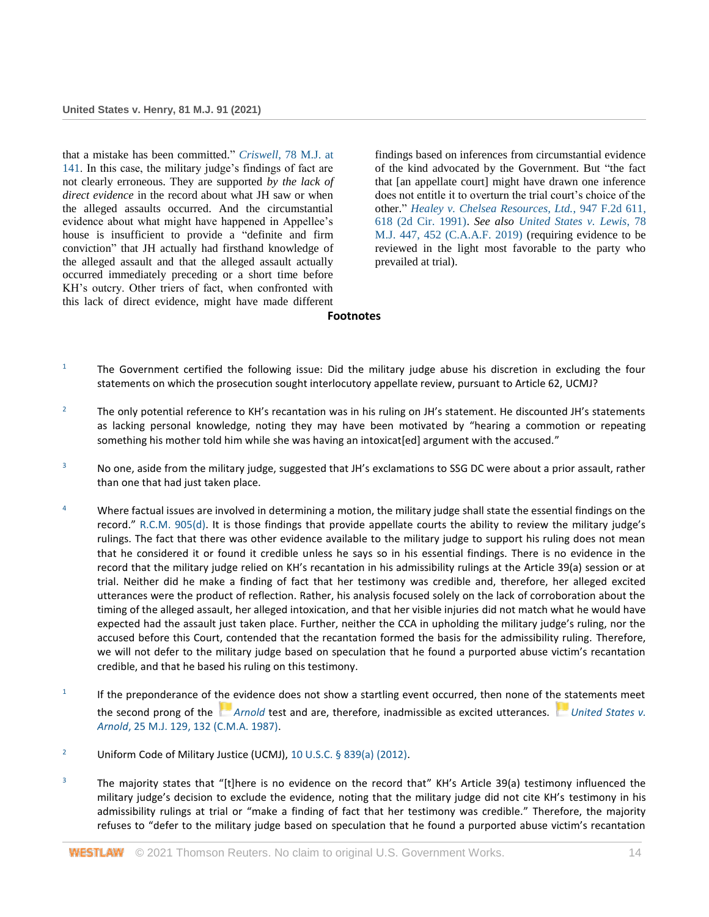that a mistake has been committed." *Criswell*, 78 M.J. at 141. In this case, the military judge's findings of fact are not clearly erroneous. They are supported *by the lack of direct evidence* in the record about what JH saw or when the alleged assaults occurred. And the circumstantial evidence about what might have happened in Appellee's house is insufficient to provide a "definite and firm conviction" that JH actually had firsthand knowledge of the alleged assault and that the alleged assault actually occurred immediately preceding or a short time before KH's outcry. Other triers of fact, when confronted with this lack of direct evidence, might have made different findings based on inferences from circumstantial evidence of the kind advocated by the Government. But "the fact that [an appellate court] might have drawn one inference does not entitle it to overturn the trial court's choice of the other." *Healey v. Chelsea Resources, Ltd.*, 947 F.2d 611, 618 (2d Cir. 1991). *See also* *United States v. Lewis*, 78 M.J. 447, 452 (C.A.A.F. 2019) (requiring evidence to be reviewed in the light most favorable to the party who prevailed at trial).

## Footnotes

1 The Government certified the following issue: Did the military judge abuse his discretion in excluding the four statements on which the prosecution sought interlocutory appellate review, pursuant to Article 62, UCMJ?

2 The only potential reference to KH's recantation was in his ruling on JH's statement. He discounted JH's statements as lacking personal knowledge, noting they may have been motivated by "hearing a commotion or repeating something his mother told him while she was having an intoxicat[ed] argument with the accused."

3 No one, aside from the military judge, suggested that JH's exclamations to SSG DC were about a prior assault, rather than one that had just taken place.

4 Where factual issues are involved in determining a motion, the military judge shall state the essential findings on the record." R.C.M. 905(d). It is those findings that provide appellate courts the ability to review the military judge's rulings. The fact that there was other evidence available to the military judge to support his ruling does not mean that he considered it or found it credible unless he says so in his essential findings. There is no evidence in the record that the military judge relied on KH's recantation in his admissibility rulings at the Article 39(a) session or at trial. Neither did he make a finding of fact that her testimony was credible and, therefore, her alleged excited utterances were the product of reflection. Rather, his analysis focused solely on the lack of corroboration about the timing of the alleged assault, her alleged intoxication, and that her visible injuries did not match what he would have expected had the assault just taken place. Further, neither the CCA in upholding the military judge's ruling, nor the accused before this Court, contended that the recantation formed the basis for the admissibility ruling. Therefore, we will not defer to the military judge based on speculation that he found a purported abuse victim's recantation credible, and that he based his ruling on this testimony.

1 If the preponderance of the evidence does not show a startling event occurred, then none of the statements meet the second prong of the *Arnold* test and are, therefore, inadmissible as excited utterances. *United States v. Arnold*, 25 M.J. 129, 132 (C.M.A. 1987).

2 Uniform Code of Military Justice (UCMJ), 10 U.S.C. § 839(a) (2012).

3 The majority states that "[t]here is no evidence on the record that" KH's Article 39(a) testimony influenced the military judge's decision to exclude the evidence, noting that the military judge did not cite KH's testimony in his admissibility rulings at trial or "make a finding of fact that her testimony was credible." Therefore, the majority refuses to "defer to the military judge based on speculation that he found a purported abuse victim's recantation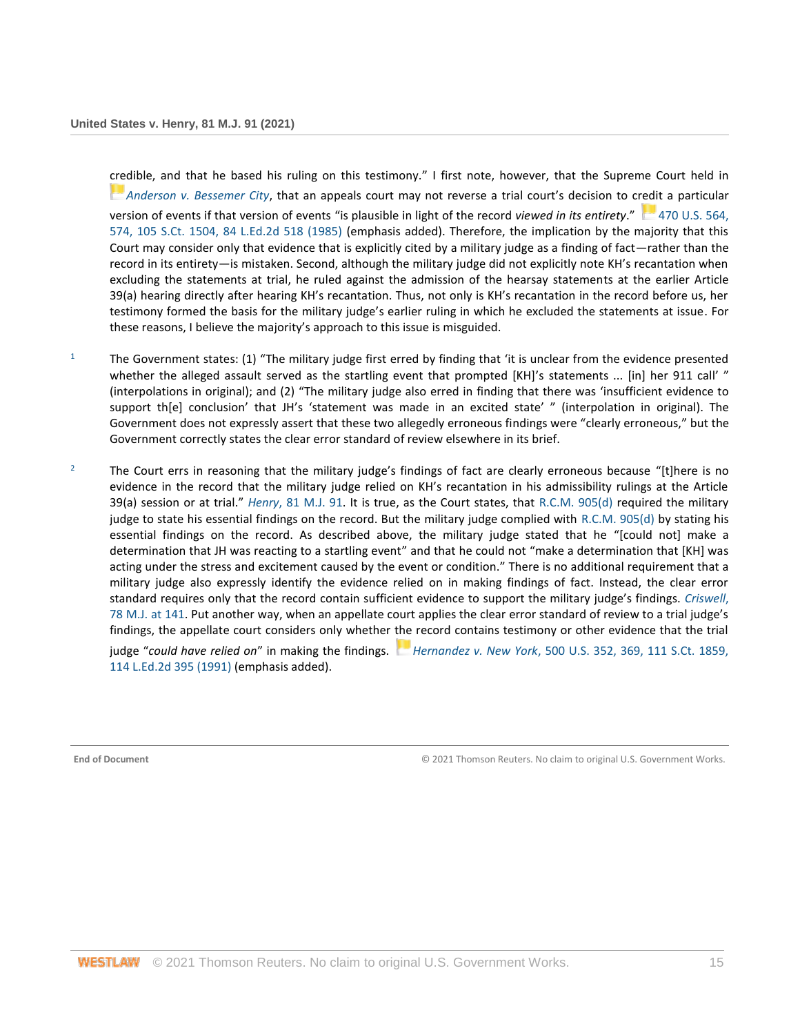credible, and that he based his ruling on this testimony." I first note, however, that the Supreme Court held in *Anderson v. Bessemer City*, that an appeals court may not reverse a trial court's decision to credit a particular version of events if that version of events "is plausible in light of the record *viewed in its entirety*." 470 U.S. 564, 574, 105 S.Ct. 1504, 84 L.Ed.2d 518 (1985) (emphasis added). Therefore, the implication by the majority that this Court may consider only that evidence that is explicitly cited by a military judge as a finding of fact—rather than the record in its entirety—is mistaken. Second, although the military judge did not explicitly note KH's recantation when excluding the statements at trial, he ruled against the admission of the hearsay statements at the earlier Article 39(a) hearing directly after hearing KH's recantation. Thus, not only is KH's recantation in the record before us, her testimony formed the basis for the military judge's earlier ruling in which he excluded the statements at issue. For these reasons, I believe the majority's approach to this issue is misguided.

1 The Government states: (1) "The military judge first erred by finding that 'it is unclear from the evidence presented whether the alleged assault served as the startling event that prompted [KH]'s statements ... [in] her 911 call' " (interpolations in original); and (2) "The military judge also erred in finding that there was 'insufficient evidence to support th[e] conclusion' that JH's 'statement was made in an excited state' " (interpolation in original). The Government does not expressly assert that these two allegedly erroneous findings were "clearly erroneous," but the Government correctly states the clear error standard of review elsewhere in its brief.

2 The Court errs in reasoning that the military judge's findings of fact are clearly erroneous because "[t]here is no evidence in the record that the military judge relied on KH's recantation in his admissibility rulings at the Article 39(a) session or at trial." *Henry*, 81 M.J. 91. It is true, as the Court states, that R.C.M. 905(d) required the military judge to state his essential findings on the record. But the military judge complied with R.C.M. 905(d) by stating his essential findings on the record. As described above, the military judge stated that he "[could not] make a determination that JH was reacting to a startling event" and that he could not "make a determination that [KH] was acting under the stress and excitement caused by the event or condition." There is no additional requirement that a military judge also expressly identify the evidence relied on in making findings of fact. Instead, the clear error standard requires only that the record contain sufficient evidence to support the military judge's findings. *Criswell*, 78 M.J. at 141. Put another way, when an appellate court applies the clear error standard of review to a trial judge's findings, the appellate court considers only whether the record contains testimony or other evidence that the trial judge "*could have relied on*" in making the findings. *Hernandez v. New York*, 500 U.S. 352, 369, 111 S.Ct. 1859, 114 L.Ed.2d 395 (1991) (emphasis added).

**End of Document**